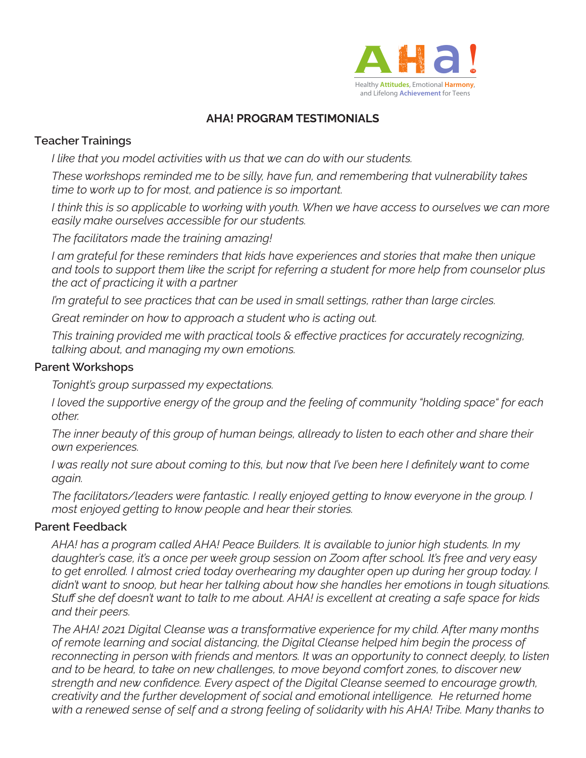AHA!

Healthy Attitudes, Emotional Harmony, and Lifelong Achievement for Teens

# AHA! PROGRAM TESTIMONIALS

## Teacher Trainings

*I like that you model activities with us that we can do with our students.*

*These workshops reminded me to be silly, have fun, and remembering that vulnerability takes time to work up to for most, and patience is so important.*

*I think this is so applicable to working with youth. When we have access to ourselves we can more easily make ourselves accessible for our students.*

*The facilitators made the training amazing!*

*I am grateful for these reminders that kids have experiences and stories that make then unique and tools to support them like the script for referring a student for more help from counselor plus the act of practicing it with a partner*

*I'm grateful to see practices that can be used in small settings, rather than large circles.*

*Great reminder on how to approach a student who is acting out.*

*This training provided me with practical tools & effective practices for accurately recognizing, talking about, and managing my own emotions.*

## Parent Workshops

*Tonight's group surpassed my expectations.*

*I loved the supportive energy of the group and the feeling of community "holding space" for each other.*

*The inner beauty of this group of human beings, allready to listen to each other and share their own experiences.*

*I was really not sure about coming to this, but now that I've been here I definitely want to come again.*

*The facilitators/leaders were fantastic. I really enjoyed getting to know everyone in the group. I most enjoyed getting to know people and hear their stories.*

## Parent Feedback

*AHA! has a program called AHA! Peace Builders. It is available to junior high students. In my daughter's case, it's a once per week group session on Zoom after school. It's free and very easy to get enrolled. I almost cried today overhearing my daughter open up during her group today. I didn't want to snoop, but hear her talking about how she handles her emotions in tough situations. Stuff she def doesn't want to talk to me about. AHA! is excellent at creating a safe space for kids and their peers.*

*The AHA! 2021 Digital Cleanse was a transformative experience for my child. After many months of remote learning and social distancing, the Digital Cleanse helped him begin the process of reconnecting in person with friends and mentors. It was an opportunity to connect deeply, to listen and to be heard, to take on new challenges, to move beyond comfort zones, to discover new strength and new confidence. Every aspect of the Digital Cleanse seemed to encourage growth, creativity and the further development of social and emotional intelligence. He returned home with a renewed sense of self and a strong feeling of solidarity with his AHA! Tribe. Many thanks to*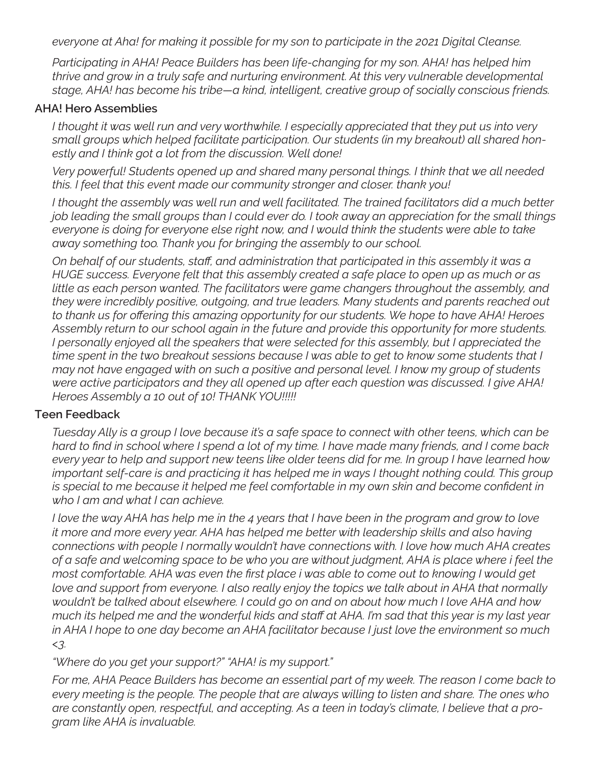*everyone at Aha! for making it possible for my son to participate in the 2021 Digital Cleanse.*

*Participating in AHA! Peace Builders has been life-changing for my son. AHA! has helped him thrive and grow in a truly safe and nurturing environment. At this very vulnerable developmental stage, AHA! has become his tribe—a kind, intelligent, creative group of socially conscious friends.*

### AHA! Hero Assemblies

*I thought it was well run and very worthwhile. I especially appreciated that they put us into very small groups which helped facilitate participation. Our students (in my breakout) all shared honestly and I think got a lot from the discussion. Well done!*

*Very powerful! Students opened up and shared many personal things. I think that we all needed this. I feel that this event made our community stronger and closer. thank you!*

*I thought the assembly was well run and well facilitated. The trained facilitators did a much better job leading the small groups than I could ever do. I took away an appreciation for the small things everyone is doing for everyone else right now, and I would think the students were able to take away something too. Thank you for bringing the assembly to our school.*

*On behalf of our students, staff, and administration that participated in this assembly it was a HUGE success. Everyone felt that this assembly created a safe place to open up as much or as little as each person wanted. The facilitators were game changers throughout the assembly, and they were incredibly positive, outgoing, and true leaders. Many students and parents reached out to thank us for offering this amazing opportunity for our students. We hope to have AHA! Heroes Assembly return to our school again in the future and provide this opportunity for more students. I personally enjoyed all the speakers that were selected for this assembly, but I appreciated the time spent in the two breakout sessions because I was able to get to know some students that I may not have engaged with on such a positive and personal level. I know my group of students were active participators and they all opened up after each question was discussed. I give AHA! Heroes Assembly a 10 out of 10! THANK YOU!!!!!*

### Teen Feedback

*Tuesday Ally is a group I love because it's a safe space to connect with other teens, which can be hard to find in school where I spend a lot of my time. I have made many friends, and I come back every year to help and support new teens like older teens did for me. In group I have learned how important self-care is and practicing it has helped me in ways I thought nothing could. This group is special to me because it helped me feel comfortable in my own skin and become confident in who I am and what I can achieve.*

*I love the way AHA has help me in the 4 years that I have been in the program and grow to love it more and more every year. AHA has helped me better with leadership skills and also having connections with people I normally wouldn't have connections with. I love how much AHA creates of a safe and welcoming space to be who you are without judgment, AHA is place where i feel the most comfortable. AHA was even the first place i was able to come out to knowing I would get love and support from everyone. I also really enjoy the topics we talk about in AHA that normally wouldn't be talked about elsewhere. I could go on and on about how much I love AHA and how much its helped me and the wonderful kids and staff at AHA. I'm sad that this year is my last year in AHA I hope to one day become an AHA facilitator because I just love the environment so much <3.*

*"Where do you get your support?" "AHA! is my support."*

*For me, AHA Peace Builders has become an essential part of my week. The reason I come back to every meeting is the people. The people that are always willing to listen and share. The ones who are constantly open, respectful, and accepting. As a teen in today's climate, I believe that a program like AHA is invaluable.*